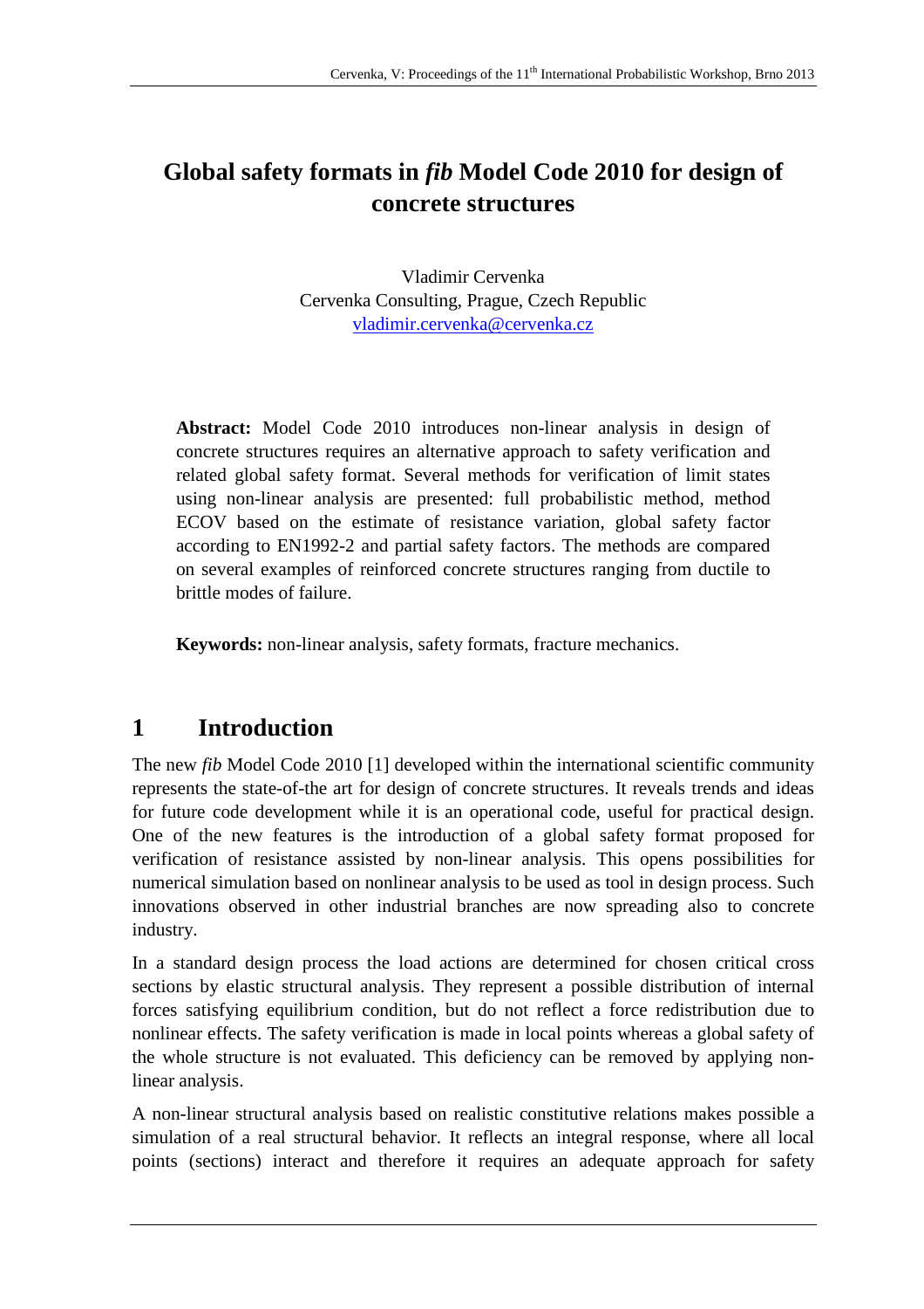# Global safety formats in *fib* Model Code 2010 for design of concrete structures

Vladimir Cervenka
Cervenka Consulting, Prague, Czech Republic
vladimir.cervenka@cervenka.cz

**Abstract:** Model Code 2010 introduces non-linear analysis in design of concrete structures requires an alternative approach to safety verification and related global safety format. Several methods for verification of limit states using non-linear analysis are presented: full probabilistic method, method ECOV based on the estimate of resistance variation, global safety factor according to EN1992-2 and partial safety factors. The methods are compared on several examples of reinforced concrete structures ranging from ductile to brittle modes of failure.

**Keywords:** non-linear analysis, safety formats, fracture mechanics.

## 1 Introduction

The new *fib* Model Code 2010 [1] developed within the international scientific community represents the state-of-the art for design of concrete structures. It reveals trends and ideas for future code development while it is an operational code, useful for practical design. One of the new features is the introduction of a global safety format proposed for verification of resistance assisted by non-linear analysis. This opens possibilities for numerical simulation based on nonlinear analysis to be used as tool in design process. Such innovations observed in other industrial branches are now spreading also to concrete industry.

In a standard design process the load actions are determined for chosen critical cross sections by elastic structural analysis. They represent a possible distribution of internal forces satisfying equilibrium condition, but do not reflect a force redistribution due to nonlinear effects. The safety verification is made in local points whereas a global safety of the whole structure is not evaluated. This deficiency can be removed by applying non-linear analysis.

A non-linear structural analysis based on realistic constitutive relations makes possible a simulation of a real structural behavior. It reflects an integral response, where all local points (sections) interact and therefore it requires an adequate approach for safety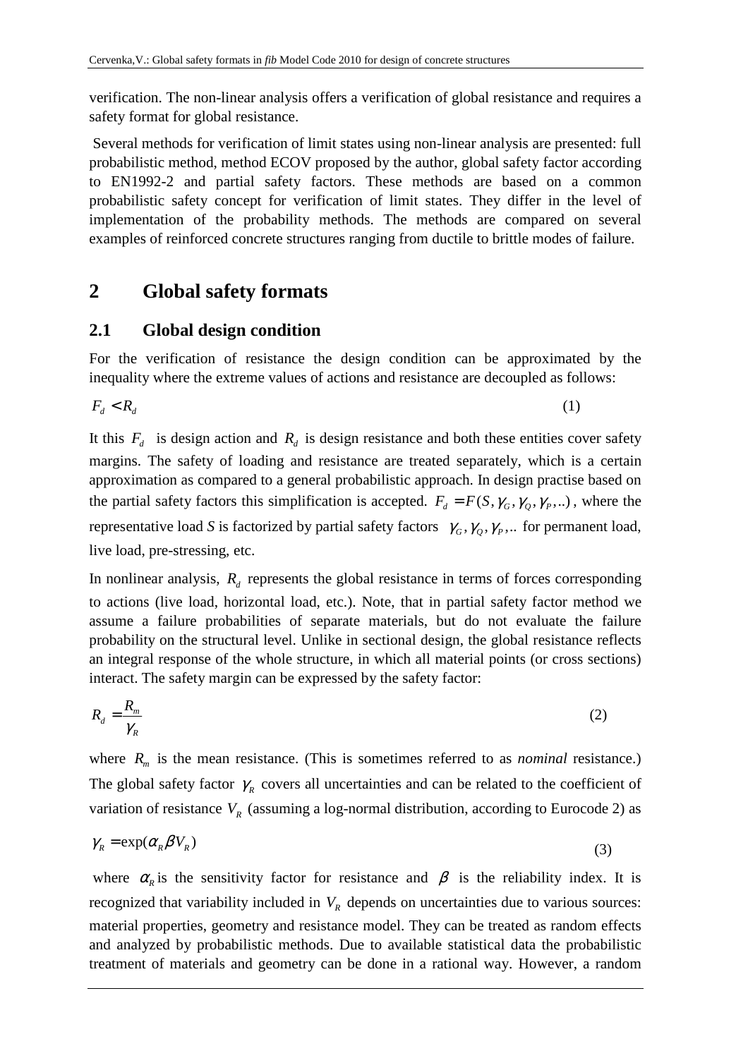verification. The non-linear analysis offers a verification of global resistance and requires a safety format for global resistance.

Several methods for verification of limit states using non-linear analysis are presented: full probabilistic method, method ECOV proposed by the author, global safety factor according to EN1992-2 and partial safety factors. These methods are based on a common probabilistic safety concept for verification of limit states. They differ in the level of implementation of the probability methods. The methods are compared on several examples of reinforced concrete structures ranging from ductile to brittle modes of failure.

# 2 Global safety formats

## 2.1 Global design condition

For the verification of resistance the design condition can be approximated by the inequality where the extreme values of actions and resistance are decoupled as follows:

$$F_d < R_d \tag{1}$$

It this $F_d$ is design action and $R_d$ is design resistance and both these entities cover safety margins. The safety of loading and resistance are treated separately, which is a certain approximation as compared to a general probabilistic approach. In design practise based on the partial safety factors this simplification is accepted. $F_d = F(S, \gamma_G, \gamma_Q, \gamma_P, ..)$, where the representative load *S* is factorized by partial safety factors $\gamma_G, \gamma_Q, \gamma_P, ..$ for permanent load, live load, pre-stressing, etc.

In nonlinear analysis, $R_d$ represents the global resistance in terms of forces corresponding to actions (live load, horizontal load, etc.). Note, that in partial safety factor method we assume a failure probabilities of separate materials, but do not evaluate the failure probability on the structural level. Unlike in sectional design, the global resistance reflects an integral response of the whole structure, in which all material points (or cross sections) interact. The safety margin can be expressed by the safety factor:

$$R_d = \frac{R_m}{\gamma_R} \tag{2}$$

where $R_m$ is the mean resistance. (This is sometimes referred to as *nominal* resistance.) The global safety factor $\gamma_R$ covers all uncertainties and can be related to the coefficient of variation of resistance $V_R$ (assuming a log-normal distribution, according to Eurocode 2) as

$$\gamma_R = \exp(\alpha_R \beta V_R) \tag{3}$$

where $\alpha_R$ is the sensitivity factor for resistance and $\beta$ is the reliability index. It is recognized that variability included in $V_R$ depends on uncertainties due to various sources: material properties, geometry and resistance model. They can be treated as random effects and analyzed by probabilistic methods. Due to available statistical data the probabilistic treatment of materials and geometry can be done in a rational way. However, a random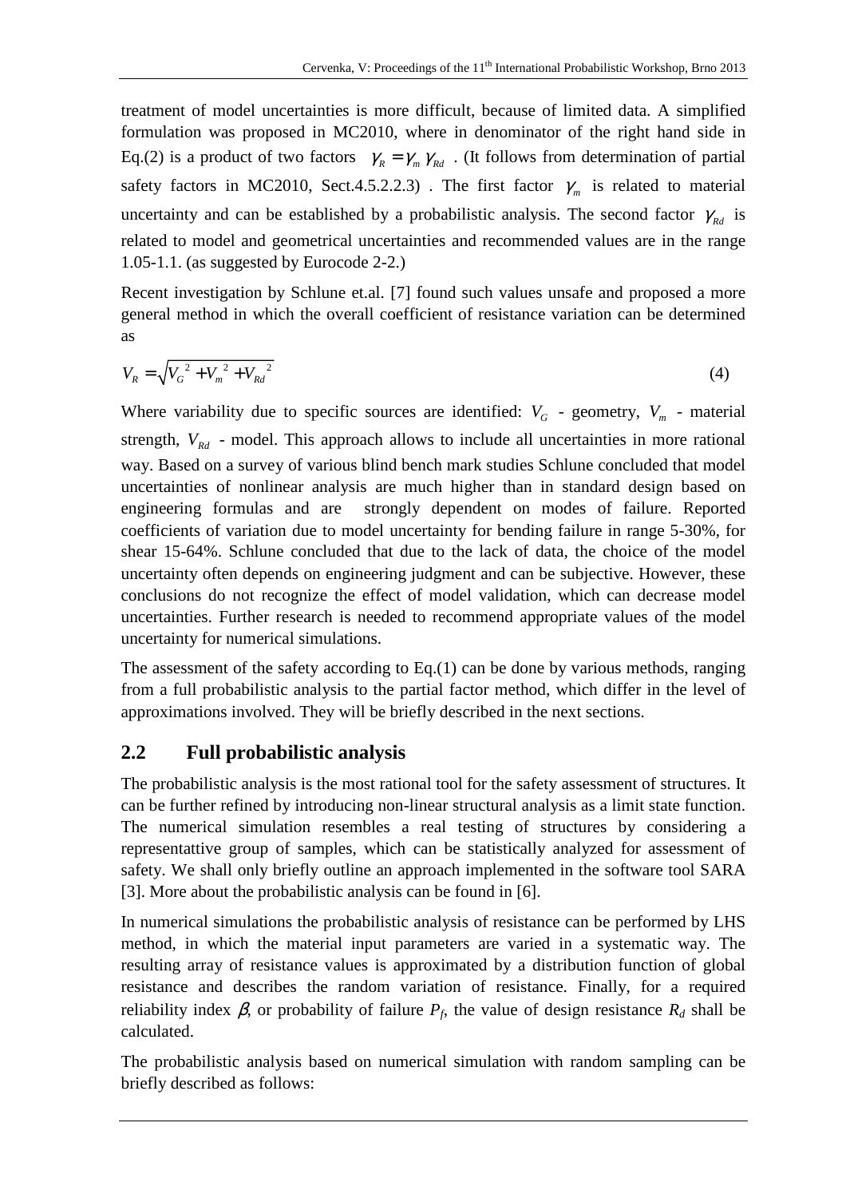treatment of model uncertainties is more difficult, because of limited data. A simplified formulation was proposed in MC2010, where in denominator of the right hand side in Eq.(2) is a product of two factors $\gamma_R = \gamma_m \gamma_{Rd}$ . (It follows from determination of partial safety factors in MC2010, Sect.4.5.2.2.3) . The first factor $\gamma_m$ is related to material uncertainty and can be established by a probabilistic analysis. The second factor $\gamma_{Rd}$ is related to model and geometrical uncertainties and recommended values are in the range 1.05-1.1. (as suggested by Eurocode 2-2.)

Recent investigation by Schlune et.al. [7] found such values unsafe and proposed a more general method in which the overall coefficient of resistance variation can be determined as

$$V_R = \sqrt{V_G^{\,2} + V_m^{\,2} + V_{Rd}^{\,2}} \tag{4}$$

Where variability due to specific sources are identified: $V_G$ - geometry, $V_m$ - material strength, $V_{Rd}$ - model. This approach allows to include all uncertainties in more rational way. Based on a survey of various blind bench mark studies Schlune concluded that model uncertainties of nonlinear analysis are much higher than in standard design based on engineering formulas and are strongly dependent on modes of failure. Reported coefficients of variation due to model uncertainty for bending failure in range 5-30%, for shear 15-64%. Schlune concluded that due to the lack of data, the choice of the model uncertainty often depends on engineering judgment and can be subjective. However, these conclusions do not recognize the effect of model validation, which can decrease model uncertainties. Further research is needed to recommend appropriate values of the model uncertainty for numerical simulations.

The assessment of the safety according to Eq.(1) can be done by various methods, ranging from a full probabilistic analysis to the partial factor method, which differ in the level of approximations involved. They will be briefly described in the next sections.

## 2.2 Full probabilistic analysis

The probabilistic analysis is the most rational tool for the safety assessment of structures. It can be further refined by introducing non-linear structural analysis as a limit state function. The numerical simulation resembles a real testing of structures by considering a representattive group of samples, which can be statistically analyzed for assessment of safety. We shall only briefly outline an approach implemented in the software tool SARA [3]. More about the probabilistic analysis can be found in [6].

In numerical simulations the probabilistic analysis of resistance can be performed by LHS method, in which the material input parameters are varied in a systematic way. The resulting array of resistance values is approximated by a distribution function of global resistance and describes the random variation of resistance. Finally, for a required reliability index $\beta$, or probability of failure $P_f$, the value of design resistance $R_d$ shall be calculated.

The probabilistic analysis based on numerical simulation with random sampling can be briefly described as follows: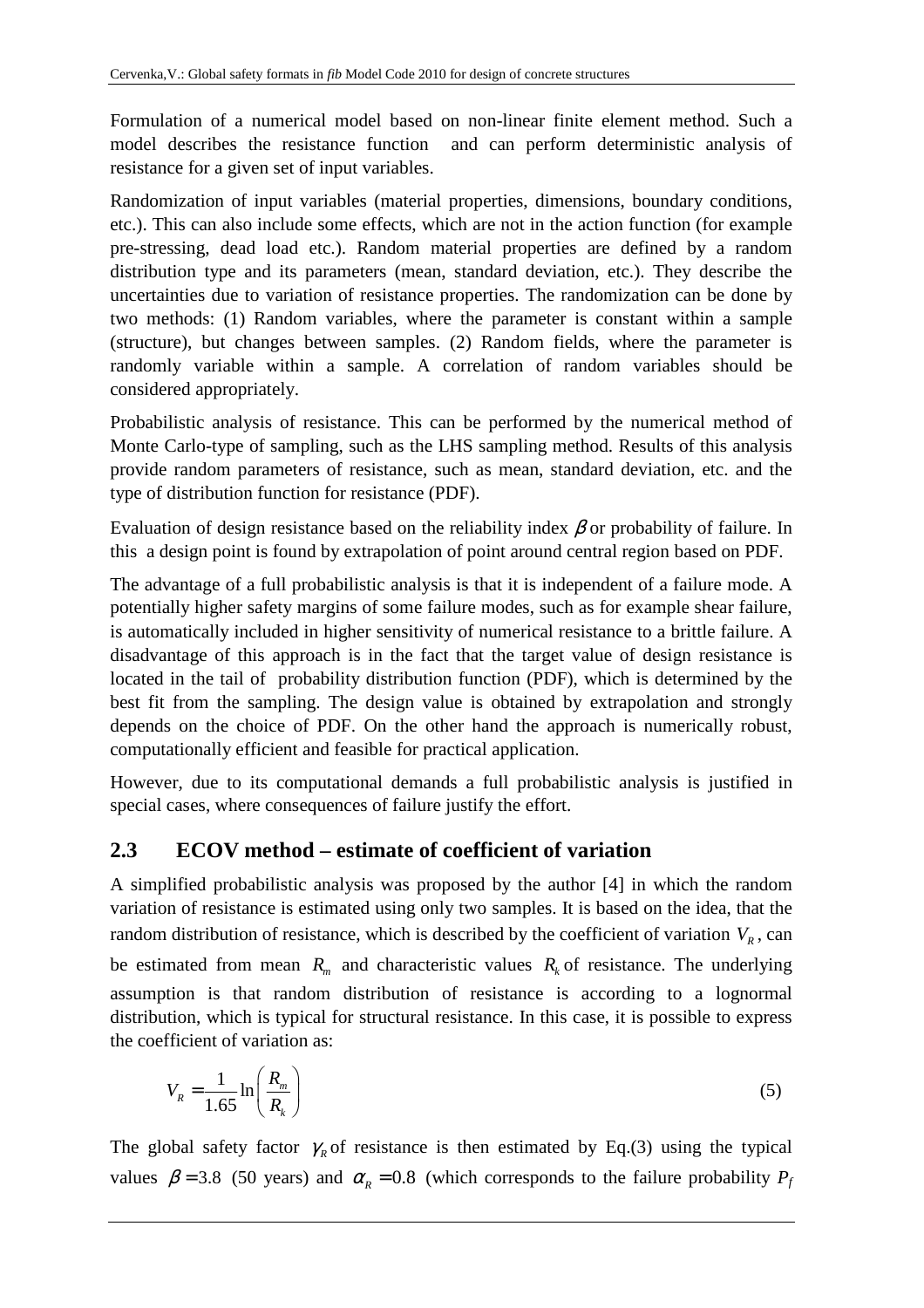Formulation of a numerical model based on non-linear finite element method. Such a model describes the resistance function and can perform deterministic analysis of resistance for a given set of input variables.

Randomization of input variables (material properties, dimensions, boundary conditions, etc.). This can also include some effects, which are not in the action function (for example pre-stressing, dead load etc.). Random material properties are defined by a random distribution type and its parameters (mean, standard deviation, etc.). They describe the uncertainties due to variation of resistance properties. The randomization can be done by two methods: (1) Random variables, where the parameter is constant within a sample (structure), but changes between samples. (2) Random fields, where the parameter is randomly variable within a sample. A correlation of random variables should be considered appropriately.

Probabilistic analysis of resistance. This can be performed by the numerical method of Monte Carlo-type of sampling, such as the LHS sampling method. Results of this analysis provide random parameters of resistance, such as mean, standard deviation, etc. and the type of distribution function for resistance (PDF).

Evaluation of design resistance based on the reliability index $\beta$ or probability of failure. In this a design point is found by extrapolation of point around central region based on PDF.

The advantage of a full probabilistic analysis is that it is independent of a failure mode. A potentially higher safety margins of some failure modes, such as for example shear failure, is automatically included in higher sensitivity of numerical resistance to a brittle failure. A disadvantage of this approach is in the fact that the target value of design resistance is located in the tail of probability distribution function (PDF), which is determined by the best fit from the sampling. The design value is obtained by extrapolation and strongly depends on the choice of PDF. On the other hand the approach is numerically robust, computationally efficient and feasible for practical application.

However, due to its computational demands a full probabilistic analysis is justified in special cases, where consequences of failure justify the effort.

## 2.3 ECOV method – estimate of coefficient of variation

A simplified probabilistic analysis was proposed by the author [4] in which the random variation of resistance is estimated using only two samples. It is based on the idea, that the random distribution of resistance, which is described by the coefficient of variation $V_R$, can be estimated from mean $R_m$ and characteristic values $R_k$ of resistance. The underlying assumption is that random distribution of resistance is according to a lognormal distribution, which is typical for structural resistance. In this case, it is possible to express the coefficient of variation as:

$$V_R = \frac{1}{1.65} \ln\left(\frac{R_m}{R_k}\right) \tag{5}$$

The global safety factor $\gamma_R$ of resistance is then estimated by Eq.(3) using the typical values $\beta = 3.8$ (50 years) and $\alpha_R = 0.8$ (which corresponds to the failure probability $P_f$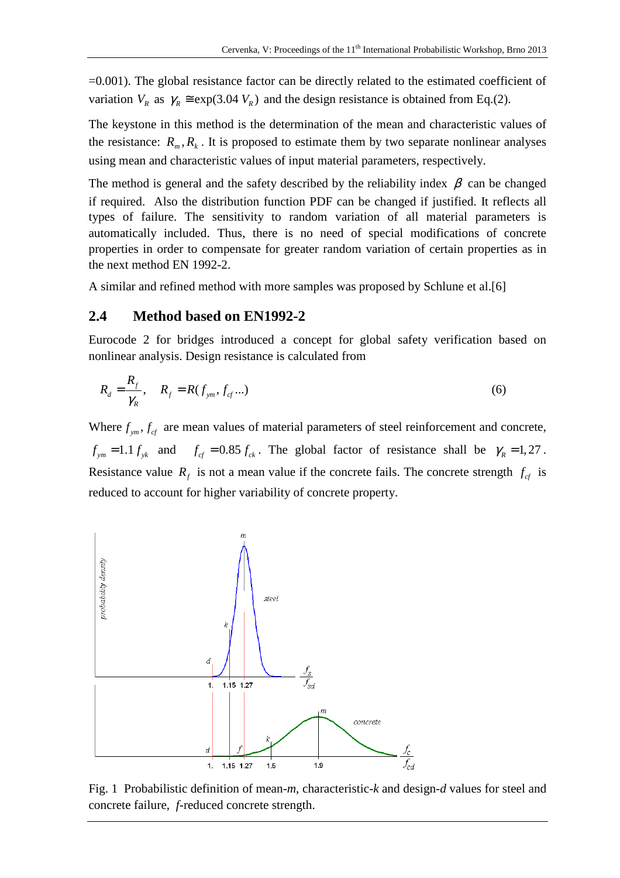=0.001). The global resistance factor can be directly related to the estimated coefficient of variation $V_R$ as $\gamma_R \cong \exp(3.04\, V_R)$ and the design resistance is obtained from Eq.(2).

The keystone in this method is the determination of the mean and characteristic values of the resistance: $R_m, R_k$. It is proposed to estimate them by two separate nonlinear analyses using mean and characteristic values of input material parameters, respectively.

The method is general and the safety described by the reliability index $\beta$ can be changed if required. Also the distribution function PDF can be changed if justified. It reflects all types of failure. The sensitivity to random variation of all material parameters is automatically included. Thus, there is no need of special modifications of concrete properties in order to compensate for greater random variation of certain properties as in the next method EN 1992-2.

A similar and refined method with more samples was proposed by Schlune et al.[6]

## 2.4 Method based on EN1992-2

Eurocode 2 for bridges introduced a concept for global safety verification based on nonlinear analysis. Design resistance is calculated from

$$R_d = \frac{R_f}{\gamma_R}, \quad R_f = R(f_{ym}, f_{cf} ...) \tag{6}$$

Where $f_{ym}, f_{cf}$ are mean values of material parameters of steel reinforcement and concrete, $f_{ym} = 1.1\, f_{yk}$ and $f_{cf} = 0.85\, f_{ck}$. The global factor of resistance shall be $\gamma_R = 1{,}27$. Resistance value $R_f$ is not a mean value if the concrete fails. The concrete strength $f_{cf}$ is reduced to account for higher variability of concrete property.

Fig. 1 Probabilistic definition of mean-*m*, characteristic-*k* and design-*d* values for steel and concrete failure, *f*-reduced concrete strength.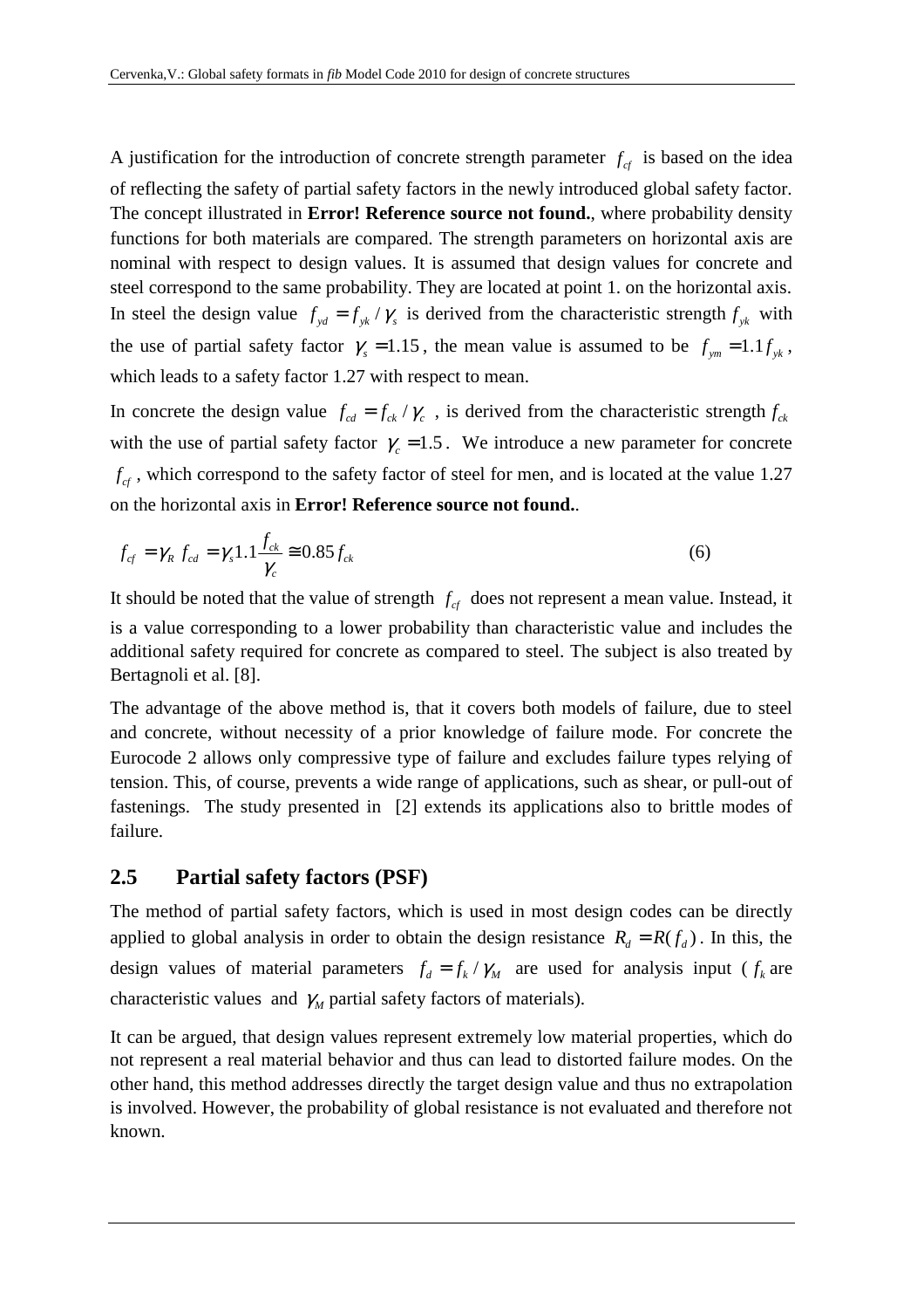A justification for the introduction of concrete strength parameter $f_{cf}$ is based on the idea of reflecting the safety of partial safety factors in the newly introduced global safety factor. The concept illustrated in **Error! Reference source not found.**, where probability density functions for both materials are compared. The strength parameters on horizontal axis are nominal with respect to design values. It is assumed that design values for concrete and steel correspond to the same probability. They are located at point 1. on the horizontal axis. In steel the design value $f_{yd} = f_{yk} / \gamma_s$ is derived from the characteristic strength $f_{yk}$ with the use of partial safety factor $\gamma_s = 1.15$, the mean value is assumed to be $f_{ym} = 1.1 f_{yk}$, which leads to a safety factor 1.27 with respect to mean.

In concrete the design value $f_{cd} = f_{ck} / \gamma_c$ , is derived from the characteristic strength $f_{ck}$ with the use of partial safety factor $\gamma_c = 1.5$. We introduce a new parameter for concrete $f_{cf}$, which correspond to the safety factor of steel for men, and is located at the value 1.27 on the horizontal axis in **Error! Reference source not found.**.

$$f_{cf} = \gamma_R \; f_{cd} = \gamma_s 1.1 \frac{f_{ck}}{\gamma_c} \cong 0.85 f_{ck} \tag{6}$$

It should be noted that the value of strength $f_{cf}$ does not represent a mean value. Instead, it is a value corresponding to a lower probability than characteristic value and includes the additional safety required for concrete as compared to steel. The subject is also treated by Bertagnoli et al. [8].

The advantage of the above method is, that it covers both models of failure, due to steel and concrete, without necessity of a prior knowledge of failure mode. For concrete the Eurocode 2 allows only compressive type of failure and excludes failure types relying of tension. This, of course, prevents a wide range of applications, such as shear, or pull-out of fastenings. The study presented in [2] extends its applications also to brittle modes of failure.

## 2.5 Partial safety factors (PSF)

The method of partial safety factors, which is used in most design codes can be directly applied to global analysis in order to obtain the design resistance $R_d = R(f_d)$. In this, the design values of material parameters $f_d = f_k / \gamma_M$ are used for analysis input ( $f_k$ are characteristic values and $\gamma_M$ partial safety factors of materials).

It can be argued, that design values represent extremely low material properties, which do not represent a real material behavior and thus can lead to distorted failure modes. On the other hand, this method addresses directly the target design value and thus no extrapolation is involved. However, the probability of global resistance is not evaluated and therefore not known.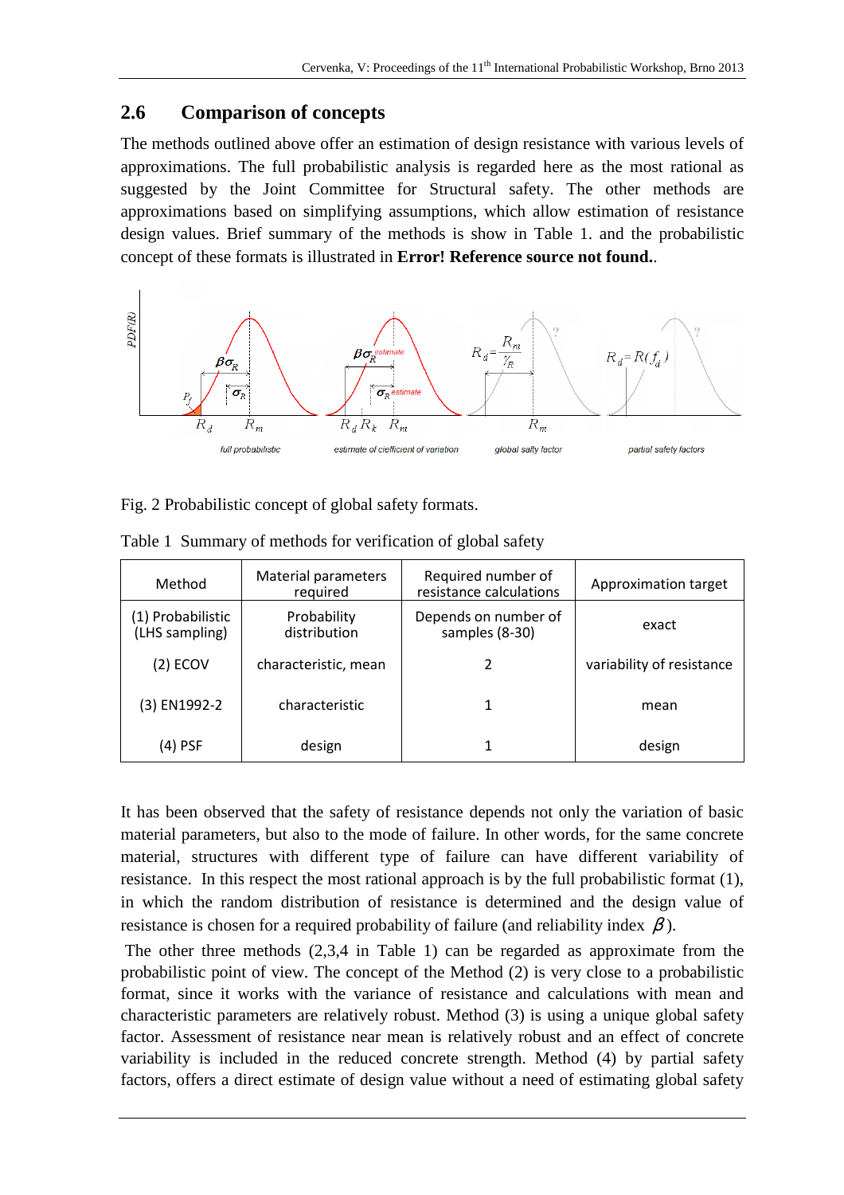## 2.6 Comparison of concepts

The methods outlined above offer an estimation of design resistance with various levels of approximations. The full probabilistic analysis is regarded here as the most rational as suggested by the Joint Committee for Structural safety. The other methods are approximations based on simplifying assumptions, which allow estimation of resistance design values. Brief summary of the methods is show in Table 1. and the probabilistic concept of these formats is illustrated in **Error! Reference source not found.**.

Fig. 2 Probabilistic concept of global safety formats.

Table 1 Summary of methods for verification of global safety

| Method | Material parameters required | Required number of resistance calculations | Approximation target |
|---|---|---|---|
| (1) Probabilistic (LHS sampling) | Probability distribution | Depends on number of samples (8-30) | exact |
| (2) ECOV | characteristic, mean | 2 | variability of resistance |
| (3) EN1992-2 | characteristic | 1 | mean |
| (4) PSF | design | 1 | design |

It has been observed that the safety of resistance depends not only the variation of basic material parameters, but also to the mode of failure. In other words, for the same concrete material, structures with different type of failure can have different variability of resistance. In this respect the most rational approach is by the full probabilistic format (1), in which the random distribution of resistance is determined and the design value of resistance is chosen for a required probability of failure (and reliability index $\beta$).

The other three methods (2,3,4 in Table 1) can be regarded as approximate from the probabilistic point of view. The concept of the Method (2) is very close to a probabilistic format, since it works with the variance of resistance and calculations with mean and characteristic parameters are relatively robust. Method (3) is using a unique global safety factor. Assessment of resistance near mean is relatively robust and an effect of concrete variability is included in the reduced concrete strength. Method (4) by partial safety factors, offers a direct estimate of design value without a need of estimating global safety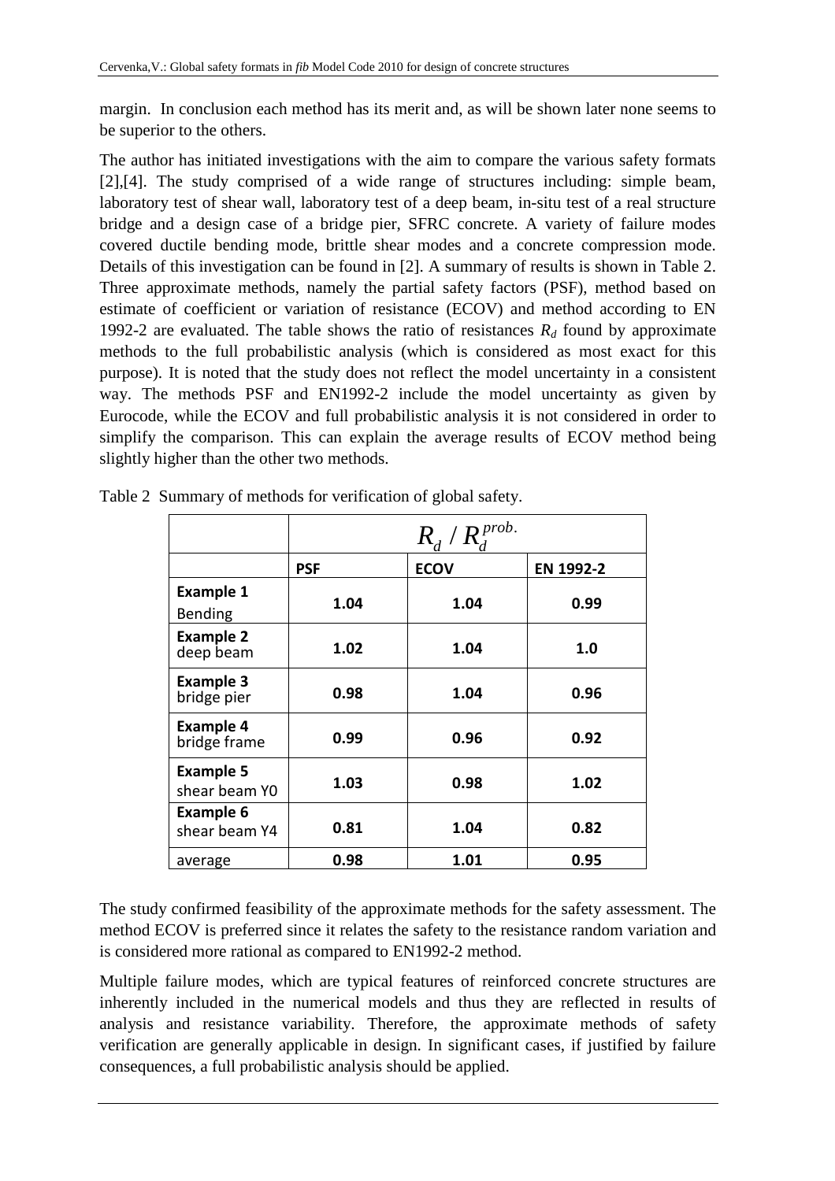margin. In conclusion each method has its merit and, as will be shown later none seems to be superior to the others.

The author has initiated investigations with the aim to compare the various safety formats [2],[4]. The study comprised of a wide range of structures including: simple beam, laboratory test of shear wall, laboratory test of a deep beam, in-situ test of a real structure bridge and a design case of a bridge pier, SFRC concrete. A variety of failure modes covered ductile bending mode, brittle shear modes and a concrete compression mode. Details of this investigation can be found in [2]. A summary of results is shown in Table 2. Three approximate methods, namely the partial safety factors (PSF), method based on estimate of coefficient or variation of resistance (ECOV) and method according to EN 1992-2 are evaluated. The table shows the ratio of resistances $R_d$ found by approximate methods to the full probabilistic analysis (which is considered as most exact for this purpose). It is noted that the study does not reflect the model uncertainty in a consistent way. The methods PSF and EN1992-2 include the model uncertainty as given by Eurocode, while the ECOV and full probabilistic analysis it is not considered in order to simplify the comparison. This can explain the average results of ECOV method being slightly higher than the other two methods.

Table 2 Summary of methods for verification of global safety.

| | $R_d / R_d^{prob.}$ | | |
|---|---|---|---|
| | **PSF** | **ECOV** | **EN 1992-2** |
| **Example 1** Bending | **1.04** | **1.04** | **0.99** |
| **Example 2** deep beam | **1.02** | **1.04** | **1.0** |
| **Example 3** bridge pier | **0.98** | **1.04** | **0.96** |
| **Example 4** bridge frame | **0.99** | **0.96** | **0.92** |
| **Example 5** shear beam Y0 | **1.03** | **0.98** | **1.02** |
| **Example 6** shear beam Y4 | **0.81** | **1.04** | **0.82** |
| average | **0.98** | **1.01** | **0.95** |

The study confirmed feasibility of the approximate methods for the safety assessment. The method ECOV is preferred since it relates the safety to the resistance random variation and is considered more rational as compared to EN1992-2 method.

Multiple failure modes, which are typical features of reinforced concrete structures are inherently included in the numerical models and thus they are reflected in results of analysis and resistance variability. Therefore, the approximate methods of safety verification are generally applicable in design. In significant cases, if justified by failure consequences, a full probabilistic analysis should be applied.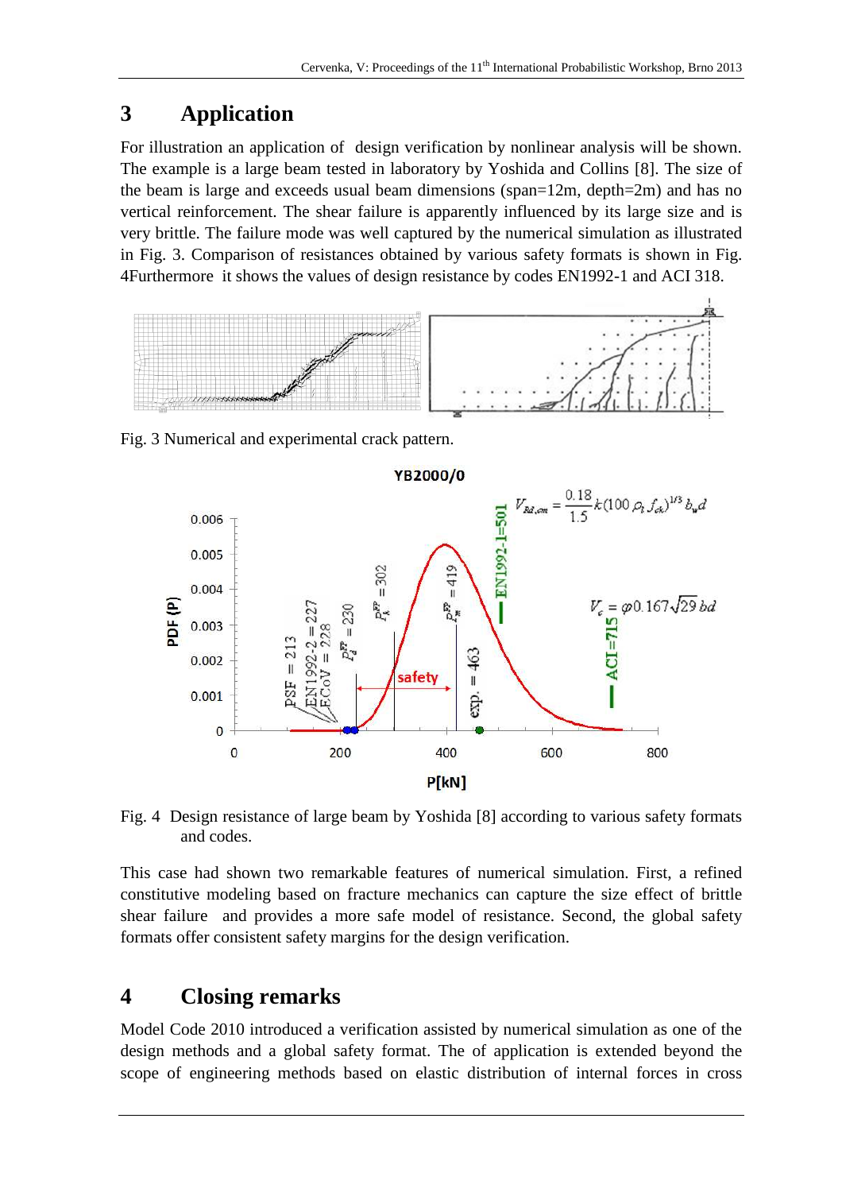# 3 Application

For illustration an application of design verification by nonlinear analysis will be shown. The example is a large beam tested in laboratory by Yoshida and Collins [8]. The size of the beam is large and exceeds usual beam dimensions (span=12m, depth=2m) and has no vertical reinforcement. The shear failure is apparently influenced by its large size and is very brittle. The failure mode was well captured by the numerical simulation as illustrated in Fig. 3. Comparison of resistances obtained by various safety formats is shown in Fig. 4Furthermore it shows the values of design resistance by codes EN1992-1 and ACI 318.

Fig. 3 Numerical and experimental crack pattern.

Fig. 4 Design resistance of large beam by Yoshida [8] according to various safety formats and codes.

This case had shown two remarkable features of numerical simulation. First, a refined constitutive modeling based on fracture mechanics can capture the size effect of brittle shear failure and provides a more safe model of resistance. Second, the global safety formats offer consistent safety margins for the design verification.

# 4 Closing remarks

Model Code 2010 introduced a verification assisted by numerical simulation as one of the design methods and a global safety format. The of application is extended beyond the scope of engineering methods based on elastic distribution of internal forces in cross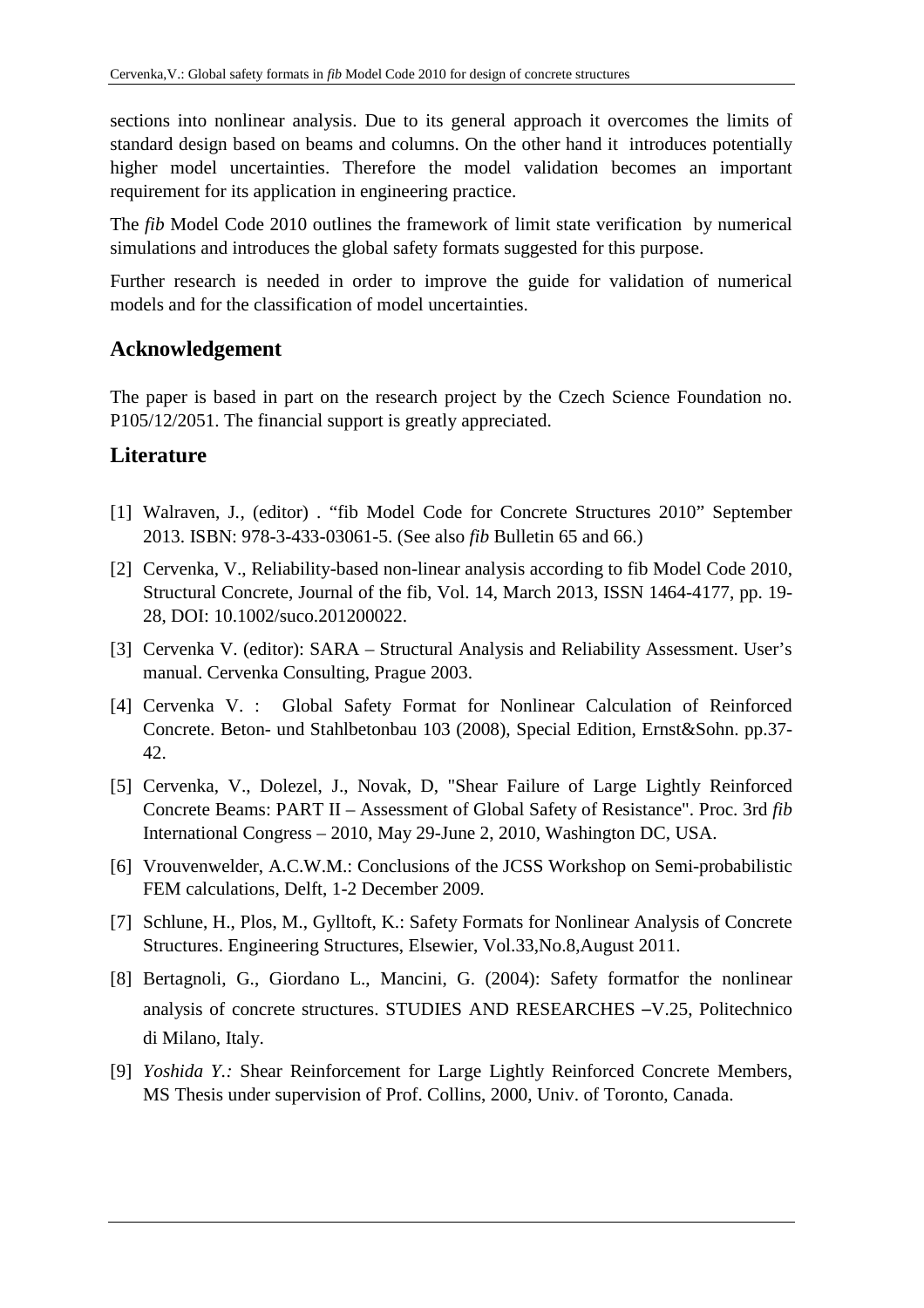sections into nonlinear analysis. Due to its general approach it overcomes the limits of standard design based on beams and columns. On the other hand it introduces potentially higher model uncertainties. Therefore the model validation becomes an important requirement for its application in engineering practice.

The *fib* Model Code 2010 outlines the framework of limit state verification by numerical simulations and introduces the global safety formats suggested for this purpose.

Further research is needed in order to improve the guide for validation of numerical models and for the classification of model uncertainties.

## Acknowledgement

The paper is based in part on the research project by the Czech Science Foundation no. P105/12/2051. The financial support is greatly appreciated.

## Literature

[1] Walraven, J., (editor) . "fib Model Code for Concrete Structures 2010" September 2013. ISBN: 978-3-433-03061-5. (See also *fib* Bulletin 65 and 66.)

[2] Cervenka, V., Reliability-based non-linear analysis according to fib Model Code 2010, Structural Concrete, Journal of the fib, Vol. 14, March 2013, ISSN 1464-4177, pp. 19-28, DOI: 10.1002/suco.201200022.

[3] Cervenka V. (editor): SARA – Structural Analysis and Reliability Assessment. User's manual. Cervenka Consulting, Prague 2003.

[4] Cervenka V. : Global Safety Format for Nonlinear Calculation of Reinforced Concrete. Beton- und Stahlbetonbau 103 (2008), Special Edition, Ernst&Sohn. pp.37-42.

[5] Cervenka, V., Dolezel, J., Novak, D, "Shear Failure of Large Lightly Reinforced Concrete Beams: PART II – Assessment of Global Safety of Resistance". Proc. 3rd *fib* International Congress – 2010, May 29-June 2, 2010, Washington DC, USA.

[6] Vrouvenwelder, A.C.W.M.: Conclusions of the JCSS Workshop on Semi-probabilistic FEM calculations, Delft, 1-2 December 2009.

[7] Schlune, H., Plos, M., Gylltoft, K.: Safety Formats for Nonlinear Analysis of Concrete Structures. Engineering Structures, Elsewier, Vol.33,No.8,August 2011.

[8] Bertagnoli, G., Giordano L., Mancini, G. (2004): Safety formatfor the nonlinear analysis of concrete structures. STUDIES AND RESEARCHES –V.25, Politechnico di Milano, Italy.

[9] *Yoshida Y.:* Shear Reinforcement for Large Lightly Reinforced Concrete Members, MS Thesis under supervision of Prof. Collins, 2000, Univ. of Toronto, Canada.